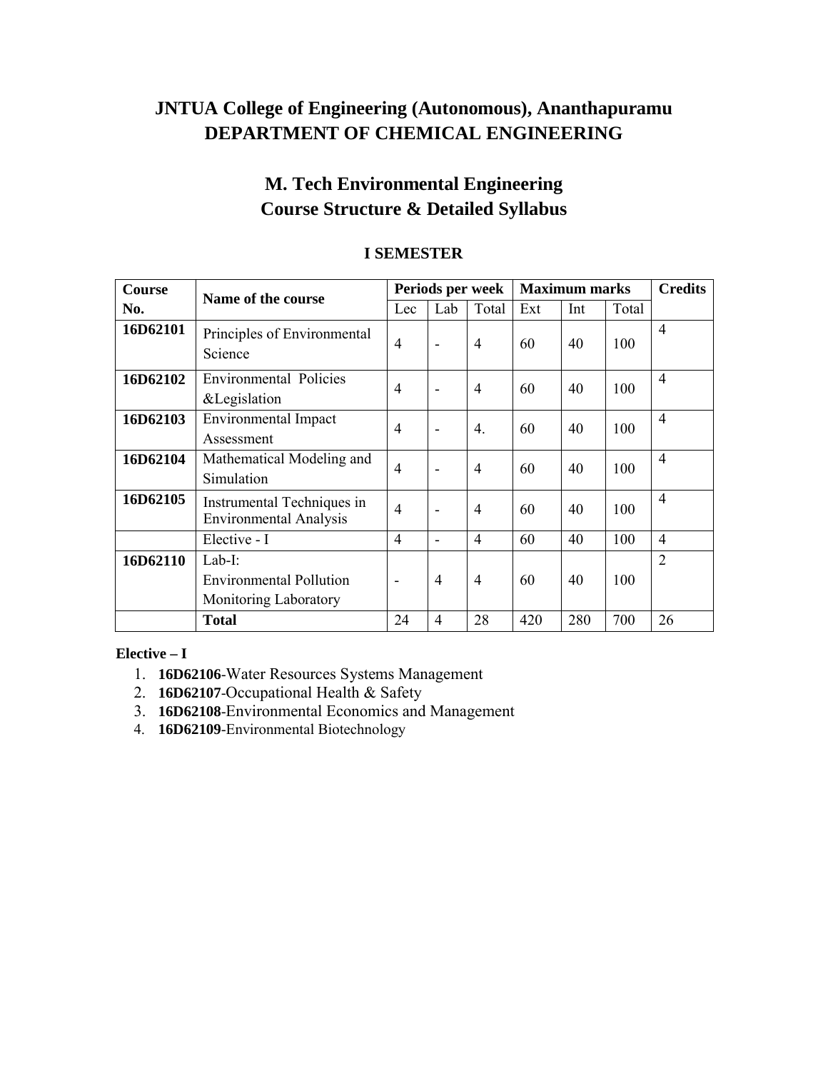# JNTUA College of Engineering (Autonomous), Ananthapuramu
# DEPARTMENT OF CHEMICAL ENGINEERING

## M. Tech Environmental Engineering
## Course Structure & Detailed Syllabus

### I SEMESTER

| Course No. | Name of the course | Periods per week | | | Maximum marks | | | Credits |
|---|---|---|---|---|---|---|---|---|
| | | Lec | Lab | Total | Ext | Int | Total | |
| **16D62101** | Principles of Environmental Science | 4 | - | 4 | 60 | 40 | 100 | 4 |
| **16D62102** | Environmental Policies &Legislation | 4 | - | 4 | 60 | 40 | 100 | 4 |
| **16D62103** | Environmental Impact Assessment | 4 | - | 4. | 60 | 40 | 100 | 4 |
| **16D62104** | Mathematical Modeling and Simulation | 4 | - | 4 | 60 | 40 | 100 | 4 |
| **16D62105** | Instrumental Techniques in Environmental Analysis | 4 | - | 4 | 60 | 40 | 100 | 4 |
| | Elective - I | 4 | - | 4 | 60 | 40 | 100 | 4 |
| **16D62110** | Lab-I: Environmental Pollution Monitoring Laboratory | - | 4 | 4 | 60 | 40 | 100 | 2 |
| | **Total** | 24 | 4 | 28 | 420 | 280 | 700 | 26 |

**Elective – I**

1. **16D62106**-Water Resources Systems Management
2. **16D62107**-Occupational Health & Safety
3. **16D62108**-Environmental Economics and Management
4. **16D62109**-Environmental Biotechnology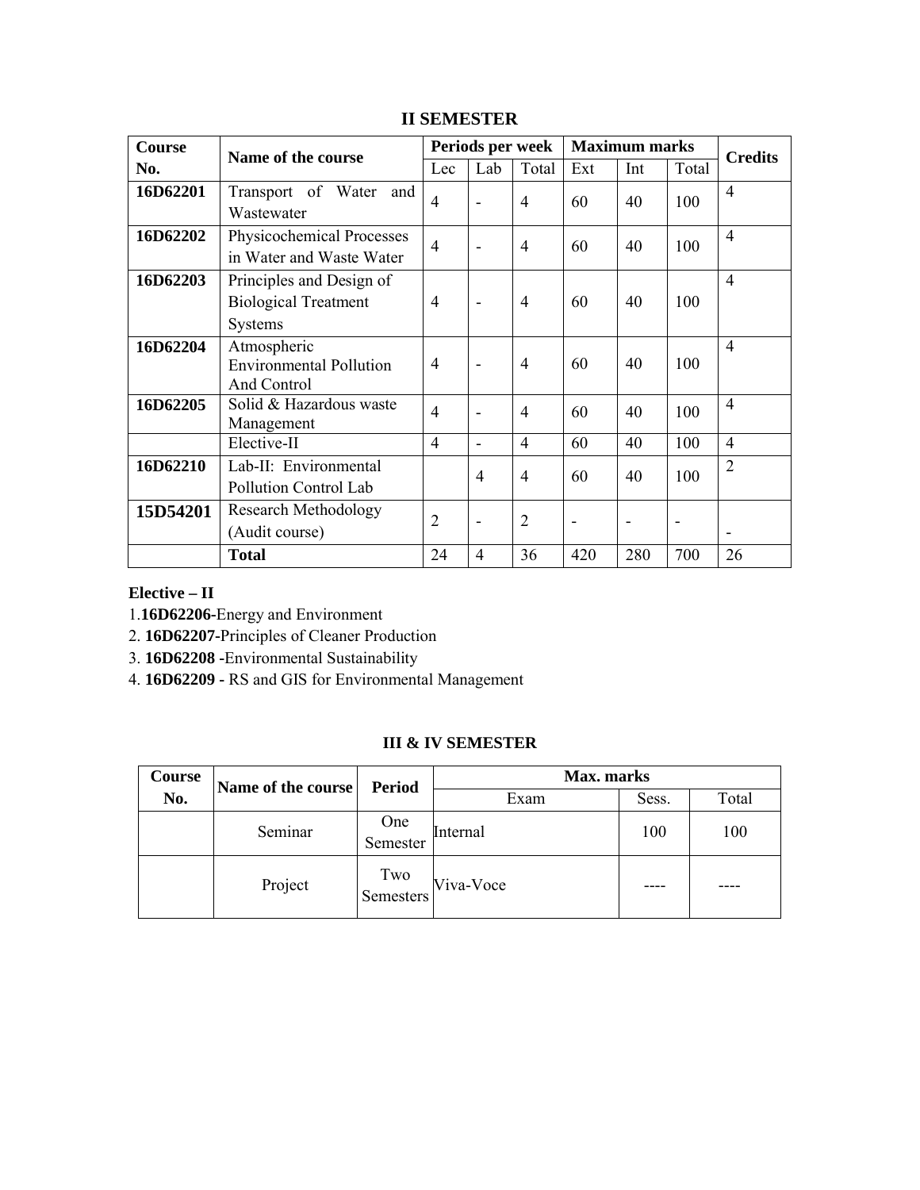## II SEMESTER

| Course No. | Name of the course | Periods per week | | | Maximum marks | | | Credits |
|---|---|---|---|---|---|---|---|---|
| | | Lec | Lab | Total | Ext | Int | Total | |
| **16D62201** | Transport of Water and Wastewater | 4 | - | 4 | 60 | 40 | 100 | 4 |
| **16D62202** | Physicochemical Processes in Water and Waste Water | 4 | - | 4 | 60 | 40 | 100 | 4 |
| **16D62203** | Principles and Design of Biological Treatment Systems | 4 | - | 4 | 60 | 40 | 100 | 4 |
| **16D62204** | Atmospheric Environmental Pollution And Control | 4 | - | 4 | 60 | 40 | 100 | 4 |
| **16D62205** | Solid & Hazardous waste Management | 4 | - | 4 | 60 | 40 | 100 | 4 |
| | Elective-II | 4 | - | 4 | 60 | 40 | 100 | 4 |
| **16D62210** | Lab-II: Environmental Pollution Control Lab | | 4 | 4 | 60 | 40 | 100 | 2 |
| **15D54201** | Research Methodology (Audit course) | 2 | - | 2 | - | - | - | - |
| | **Total** | 24 | 4 | 36 | 420 | 280 | 700 | 26 |

**Elective – II**

1. **16D62206**-Energy and Environment
2. **16D62207**-Principles of Cleaner Production
3. **16D62208** -Environmental Sustainability
4. **16D62209** - RS and GIS for Environmental Management

## III & IV SEMESTER

| Course No. | Name of the course | Period | Max. marks | | |
|---|---|---|---|---|---|
| | | | Exam | Sess. | Total |
| | Seminar | One Semester | Internal | 100 | 100 |
| | Project | Two Semesters | Viva-Voce | ---- | ---- |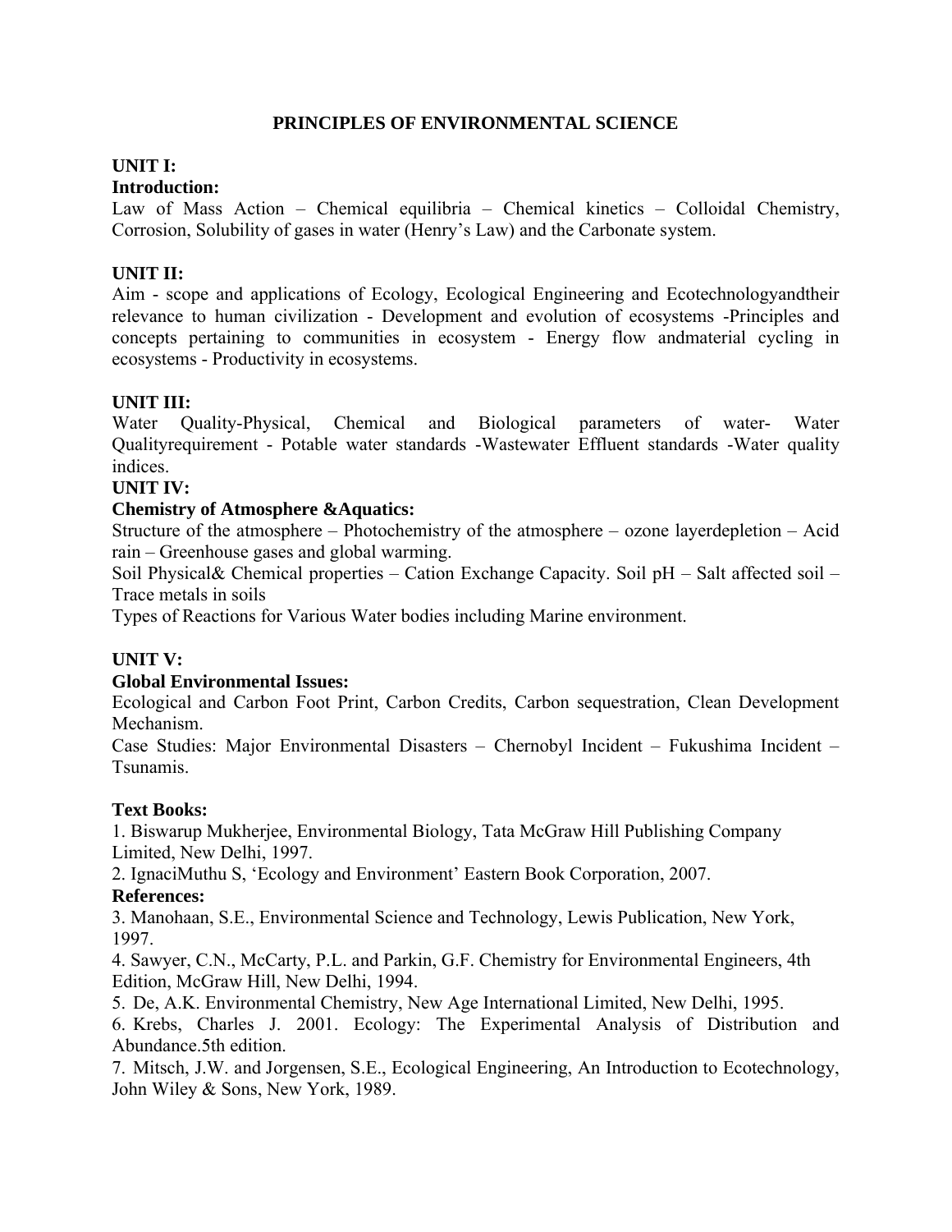# PRINCIPLES OF ENVIRONMENTAL SCIENCE

**UNIT I:**

**Introduction:**

Law of Mass Action – Chemical equilibria – Chemical kinetics – Colloidal Chemistry, Corrosion, Solubility of gases in water (Henry's Law) and the Carbonate system.

**UNIT II:**

Aim - scope and applications of Ecology, Ecological Engineering and Ecotechnologyandtheir relevance to human civilization - Development and evolution of ecosystems -Principles and concepts pertaining to communities in ecosystem - Energy flow andmaterial cycling in ecosystems - Productivity in ecosystems.

**UNIT III:**

Water Quality-Physical, Chemical and Biological parameters of water- Water Qualityrequirement - Potable water standards -Wastewater Effluent standards -Water quality indices.

**UNIT IV:**

**Chemistry of Atmosphere &Aquatics:**

Structure of the atmosphere – Photochemistry of the atmosphere – ozone layerdepletion – Acid rain – Greenhouse gases and global warming.

Soil Physical& Chemical properties – Cation Exchange Capacity. Soil pH – Salt affected soil – Trace metals in soils

Types of Reactions for Various Water bodies including Marine environment.

**UNIT V:**

**Global Environmental Issues:**

Ecological and Carbon Foot Print, Carbon Credits, Carbon sequestration, Clean Development Mechanism.

Case Studies: Major Environmental Disasters – Chernobyl Incident – Fukushima Incident – Tsunamis.

**Text Books:**

1. Biswarup Mukherjee, Environmental Biology, Tata McGraw Hill Publishing Company Limited, New Delhi, 1997.
2. IgnaciMuthu S, 'Ecology and Environment' Eastern Book Corporation, 2007.

**References:**

3. Manohaan, S.E., Environmental Science and Technology, Lewis Publication, New York, 1997.
4. Sawyer, C.N., McCarty, P.L. and Parkin, G.F. Chemistry for Environmental Engineers, 4th Edition, McGraw Hill, New Delhi, 1994.
5. De, A.K. Environmental Chemistry, New Age International Limited, New Delhi, 1995.
6. Krebs, Charles J. 2001. Ecology: The Experimental Analysis of Distribution and Abundance.5th edition.
7. Mitsch, J.W. and Jorgensen, S.E., Ecological Engineering, An Introduction to Ecotechnology, John Wiley & Sons, New York, 1989.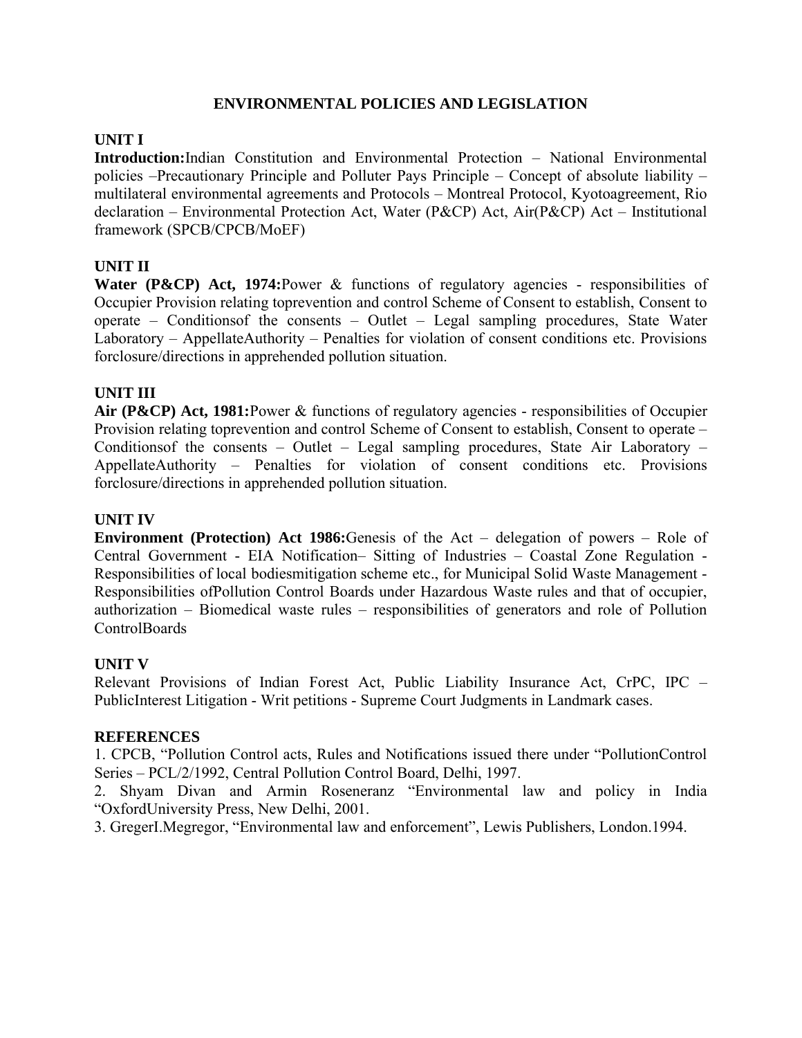# ENVIRONMENTAL POLICIES AND LEGISLATION

## UNIT I

**Introduction:**Indian Constitution and Environmental Protection – National Environmental policies –Precautionary Principle and Polluter Pays Principle – Concept of absolute liability – multilateral environmental agreements and Protocols – Montreal Protocol, Kyotoagreement, Rio declaration – Environmental Protection Act, Water (P&CP) Act, Air(P&CP) Act – Institutional framework (SPCB/CPCB/MoEF)

## UNIT II

**Water (P&CP) Act, 1974:**Power & functions of regulatory agencies - responsibilities of Occupier Provision relating toprevention and control Scheme of Consent to establish, Consent to operate – Conditionsof the consents – Outlet – Legal sampling procedures, State Water Laboratory – AppellateAuthority – Penalties for violation of consent conditions etc. Provisions forclosure/directions in apprehended pollution situation.

## UNIT III

**Air (P&CP) Act, 1981:**Power & functions of regulatory agencies - responsibilities of Occupier Provision relating toprevention and control Scheme of Consent to establish, Consent to operate – Conditionsof the consents – Outlet – Legal sampling procedures, State Air Laboratory – AppellateAuthority – Penalties for violation of consent conditions etc. Provisions forclosure/directions in apprehended pollution situation.

## UNIT IV

**Environment (Protection) Act 1986:**Genesis of the Act – delegation of powers – Role of Central Government - EIA Notification– Sitting of Industries – Coastal Zone Regulation - Responsibilities of local bodiesmitigation scheme etc., for Municipal Solid Waste Management - Responsibilities ofPollution Control Boards under Hazardous Waste rules and that of occupier, authorization – Biomedical waste rules – responsibilities of generators and role of Pollution ControlBoards

## UNIT V

Relevant Provisions of Indian Forest Act, Public Liability Insurance Act, CrPC, IPC – PublicInterest Litigation - Writ petitions - Supreme Court Judgments in Landmark cases.

## REFERENCES

1. CPCB, "Pollution Control acts, Rules and Notifications issued there under "PollutionControl Series – PCL/2/1992, Central Pollution Control Board, Delhi, 1997.
2. Shyam Divan and Armin Roseneranz "Environmental law and policy in India "OxfordUniversity Press, New Delhi, 2001.
3. GregerI.Megregor, "Environmental law and enforcement", Lewis Publishers, London.1994.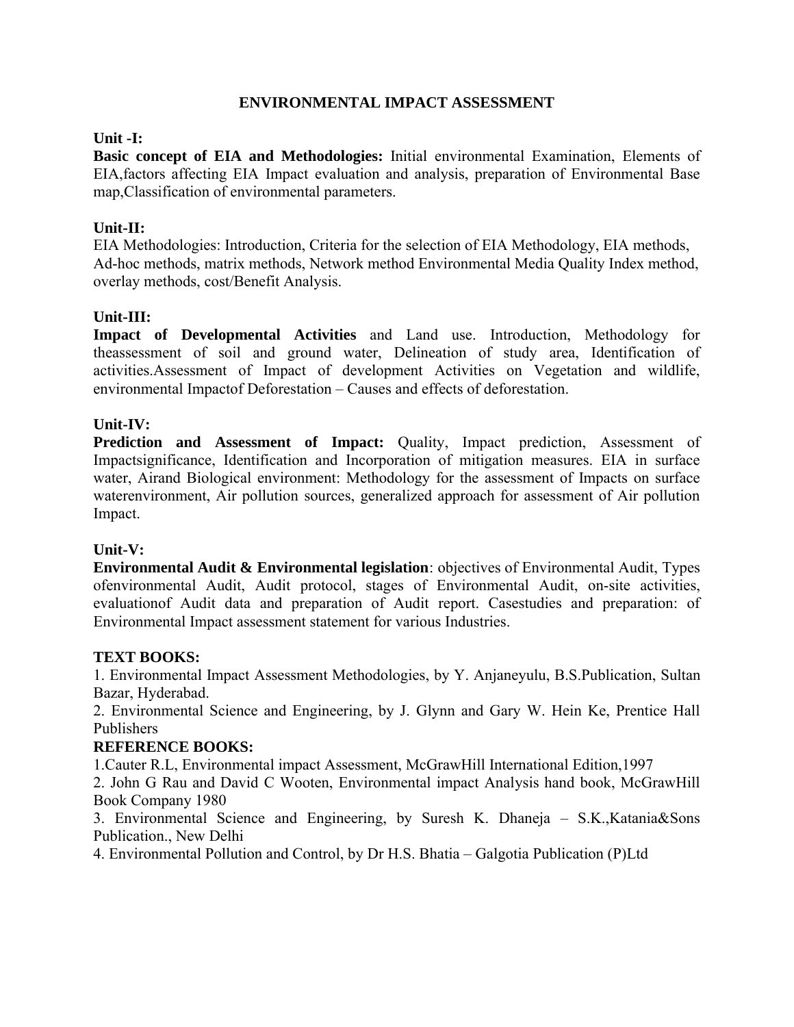# ENVIRONMENTAL IMPACT ASSESSMENT

**Unit -I:**

**Basic concept of EIA and Methodologies:** Initial environmental Examination, Elements of EIA,factors affecting EIA Impact evaluation and analysis, preparation of Environmental Base map,Classification of environmental parameters.

**Unit-II:**

EIA Methodologies: Introduction, Criteria for the selection of EIA Methodology, EIA methods, Ad-hoc methods, matrix methods, Network method Environmental Media Quality Index method, overlay methods, cost/Benefit Analysis.

**Unit-III:**

**Impact of Developmental Activities** and Land use. Introduction, Methodology for theassessment of soil and ground water, Delineation of study area, Identification of activities.Assessment of Impact of development Activities on Vegetation and wildlife, environmental Impactof Deforestation – Causes and effects of deforestation.

**Unit-IV:**

**Prediction and Assessment of Impact:** Quality, Impact prediction, Assessment of Impactsignificance, Identification and Incorporation of mitigation measures. EIA in surface water, Airand Biological environment: Methodology for the assessment of Impacts on surface waterenvironment, Air pollution sources, generalized approach for assessment of Air pollution Impact.

**Unit-V:**

**Environmental Audit & Environmental legislation**: objectives of Environmental Audit, Types ofenvironmental Audit, Audit protocol, stages of Environmental Audit, on-site activities, evaluationof Audit data and preparation of Audit report. Casestudies and preparation: of Environmental Impact assessment statement for various Industries.

**TEXT BOOKS:**

1. Environmental Impact Assessment Methodologies, by Y. Anjaneyulu, B.S.Publication, Sultan Bazar, Hyderabad.
2. Environmental Science and Engineering, by J. Glynn and Gary W. Hein Ke, Prentice Hall Publishers

**REFERENCE BOOKS:**

1. Cauter R.L, Environmental impact Assessment, McGrawHill International Edition,1997
2. John G Rau and David C Wooten, Environmental impact Analysis hand book, McGrawHill Book Company 1980
3. Environmental Science and Engineering, by Suresh K. Dhaneja – S.K.,Katania&Sons Publication., New Delhi
4. Environmental Pollution and Control, by Dr H.S. Bhatia – Galgotia Publication (P)Ltd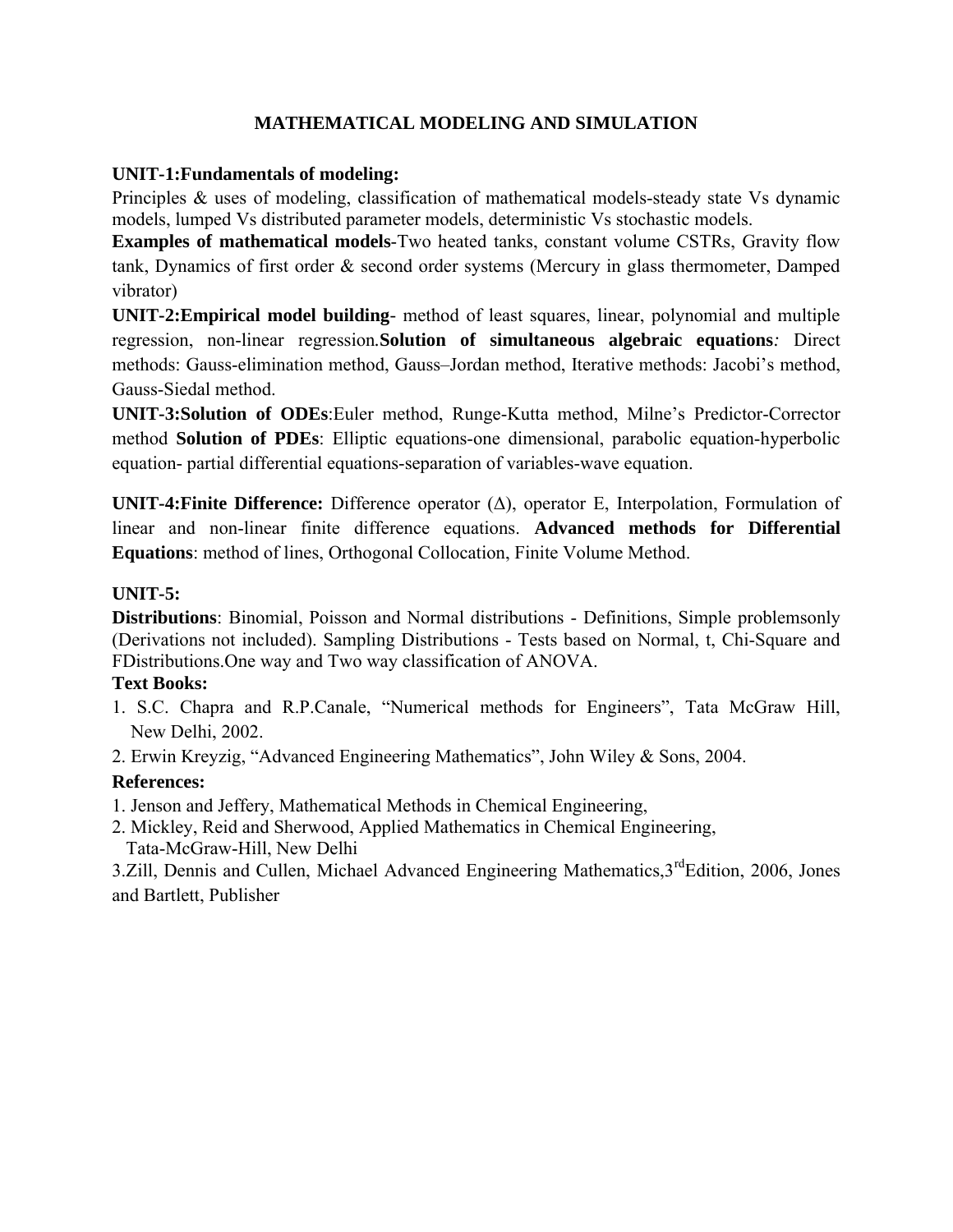# MATHEMATICAL MODELING AND SIMULATION

**UNIT-1:Fundamentals of modeling:**
Principles & uses of modeling, classification of mathematical models-steady state Vs dynamic models, lumped Vs distributed parameter models, deterministic Vs stochastic models.
**Examples of mathematical models**-Two heated tanks, constant volume CSTRs, Gravity flow tank, Dynamics of first order & second order systems (Mercury in glass thermometer, Damped vibrator)

**UNIT-2:Empirical model building**- method of least squares, linear, polynomial and multiple regression, non-linear regression.**Solution of simultaneous algebraic equations***:* Direct methods: Gauss-elimination method, Gauss–Jordan method, Iterative methods: Jacobi's method, Gauss-Siedal method.

**UNIT-3:Solution of ODEs**:Euler method, Runge-Kutta method, Milne's Predictor-Corrector method **Solution of PDEs**: Elliptic equations-one dimensional, parabolic equation-hyperbolic equation- partial differential equations-separation of variables-wave equation.

**UNIT-4:Finite Difference:** Difference operator (Δ), operator E, Interpolation, Formulation of linear and non-linear finite difference equations. **Advanced methods for Differential Equations**: method of lines, Orthogonal Collocation, Finite Volume Method.

**UNIT-5:**
**Distributions**: Binomial, Poisson and Normal distributions - Definitions, Simple problemsonly (Derivations not included). Sampling Distributions - Tests based on Normal, t, Chi-Square and FDistributions.One way and Two way classification of ANOVA.

**Text Books:**

1. S.C. Chapra and R.P.Canale, "Numerical methods for Engineers", Tata McGraw Hill, New Delhi, 2002.
2. Erwin Kreyzig, "Advanced Engineering Mathematics", John Wiley & Sons, 2004.

**References:**

1. Jenson and Jeffery, Mathematical Methods in Chemical Engineering,
2. Mickley, Reid and Sherwood, Applied Mathematics in Chemical Engineering, Tata-McGraw-Hill, New Delhi
3. Zill, Dennis and Cullen, Michael Advanced Engineering Mathematics,3rd Edition, 2006, Jones and Bartlett, Publisher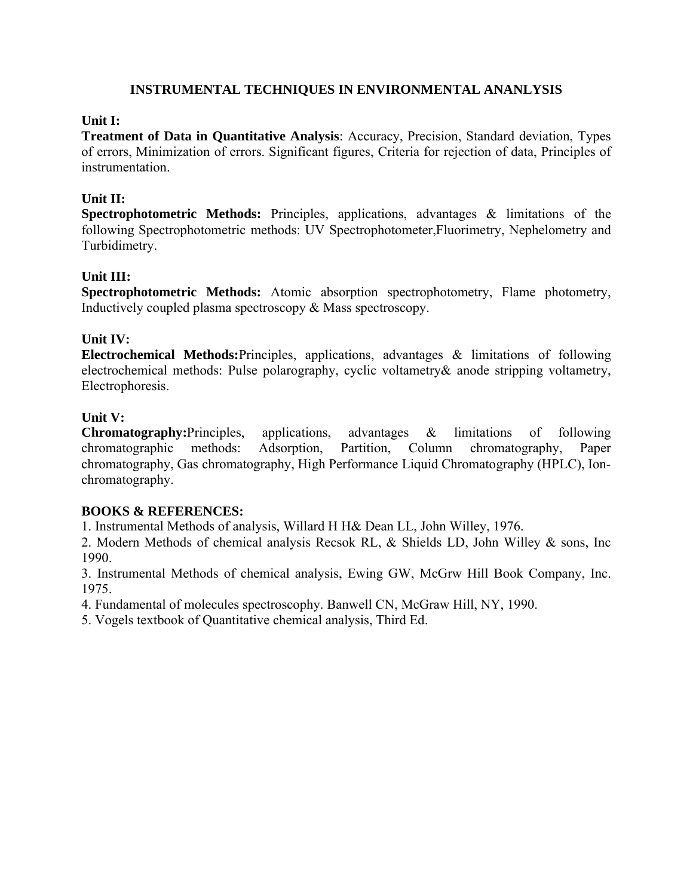# INSTRUMENTAL TECHNIQUES IN ENVIRONMENTAL ANANLYSIS

**Unit I:**

**Treatment of Data in Quantitative Analysis**: Accuracy, Precision, Standard deviation, Types of errors, Minimization of errors. Significant figures, Criteria for rejection of data, Principles of instrumentation.

**Unit II:**

**Spectrophotometric Methods:** Principles, applications, advantages & limitations of the following Spectrophotometric methods: UV Spectrophotometer,Fluorimetry, Nephelometry and Turbidimetry.

**Unit III:**

**Spectrophotometric Methods:** Atomic absorption spectrophotometry, Flame photometry, Inductively coupled plasma spectroscopy & Mass spectroscopy.

**Unit IV:**

**Electrochemical Methods:**Principles, applications, advantages & limitations of following electrochemical methods: Pulse polarography, cyclic voltametry& anode stripping voltametry, Electrophoresis.

**Unit V:**

**Chromatography:**Principles, applications, advantages & limitations of following chromatographic methods: Adsorption, Partition, Column chromatography, Paper chromatography, Gas chromatography, High Performance Liquid Chromatography (HPLC), Ion-chromatography.

**BOOKS & REFERENCES:**

1. Instrumental Methods of analysis, Willard H H& Dean LL, John Willey, 1976.
2. Modern Methods of chemical analysis Recsok RL, & Shields LD, John Willey & sons, Inc 1990.
3. Instrumental Methods of chemical analysis, Ewing GW, McGrw Hill Book Company, Inc. 1975.
4. Fundamental of molecules spectroscophy. Banwell CN, McGraw Hill, NY, 1990.
5. Vogels textbook of Quantitative chemical analysis, Third Ed.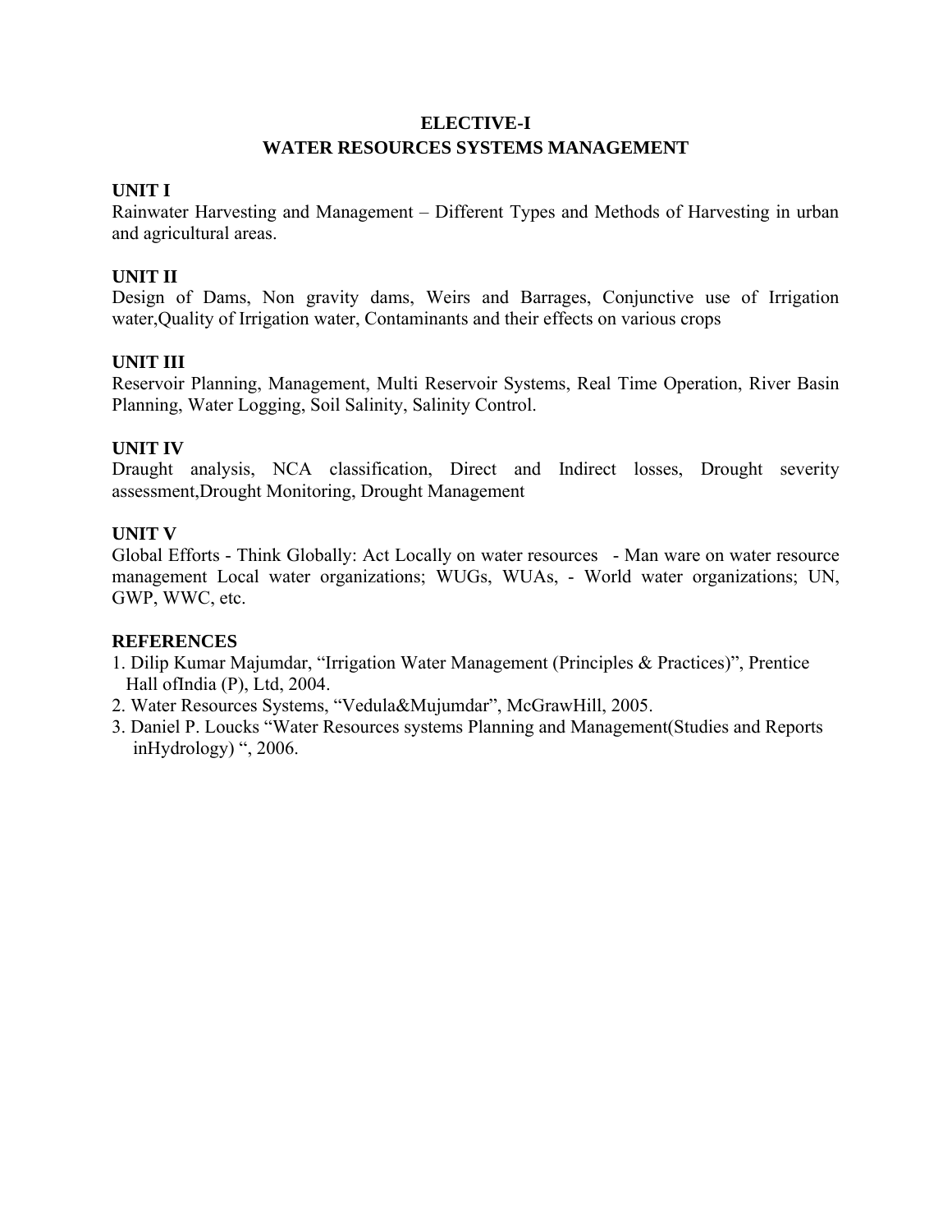## ELECTIVE-I

## WATER RESOURCES SYSTEMS MANAGEMENT

### UNIT I

Rainwater Harvesting and Management – Different Types and Methods of Harvesting in urban and agricultural areas.

### UNIT II

Design of Dams, Non gravity dams, Weirs and Barrages, Conjunctive use of Irrigation water,Quality of Irrigation water, Contaminants and their effects on various crops

### UNIT III

Reservoir Planning, Management, Multi Reservoir Systems, Real Time Operation, River Basin Planning, Water Logging, Soil Salinity, Salinity Control.

### UNIT IV

Draught analysis, NCA classification, Direct and Indirect losses, Drought severity assessment,Drought Monitoring, Drought Management

### UNIT V

Global Efforts - Think Globally: Act Locally on water resources - Man ware on water resource management Local water organizations; WUGs, WUAs, - World water organizations; UN, GWP, WWC, etc.

### REFERENCES

1. Dilip Kumar Majumdar, "Irrigation Water Management (Principles & Practices)", Prentice Hall ofIndia (P), Ltd, 2004.
2. Water Resources Systems, "Vedula&Mujumdar", McGrawHill, 2005.
3. Daniel P. Loucks "Water Resources systems Planning and Management(Studies and Reports inHydrology) ", 2006.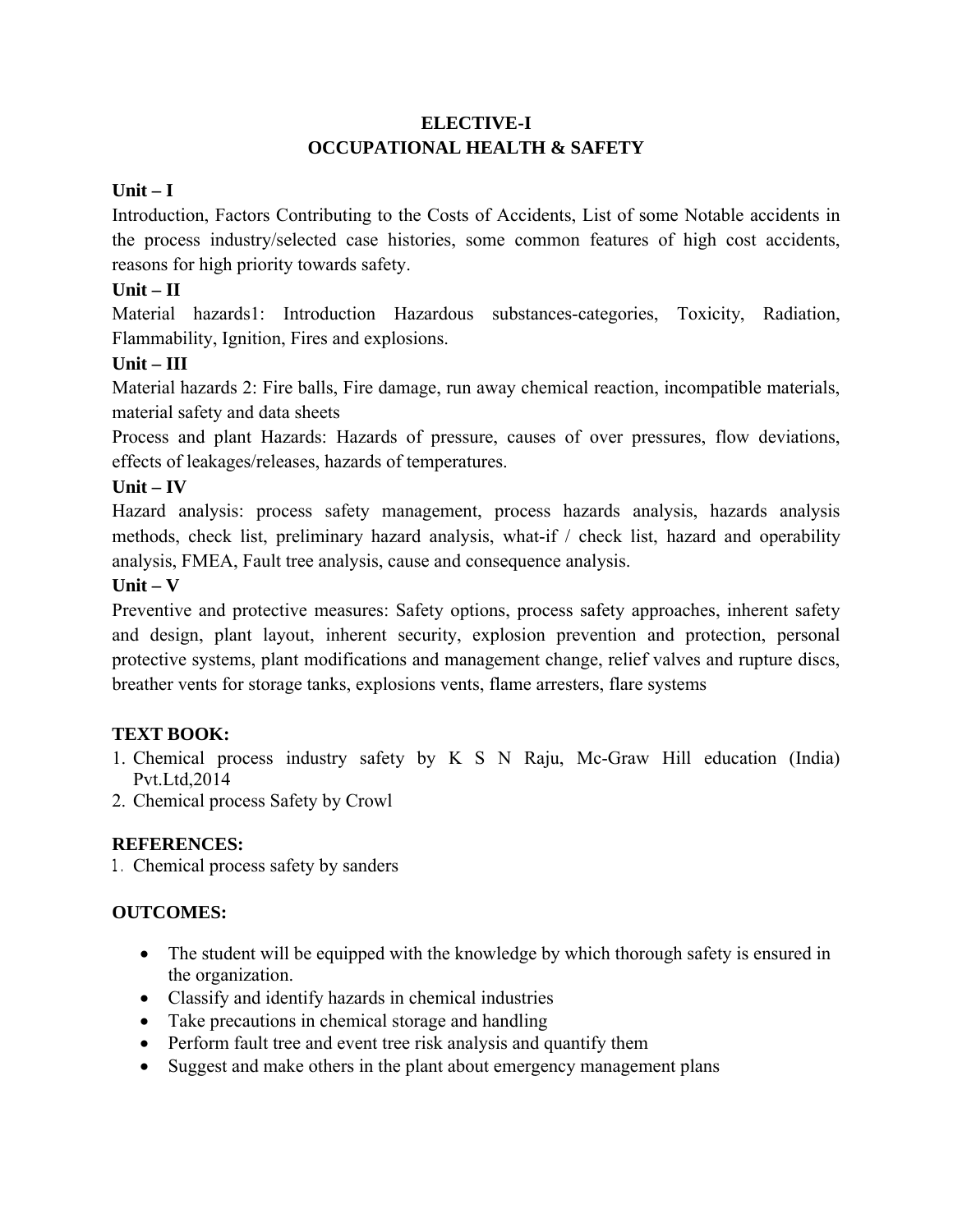# ELECTIVE-I
# OCCUPATIONAL HEALTH & SAFETY

**Unit – I**

Introduction, Factors Contributing to the Costs of Accidents, List of some Notable accidents in the process industry/selected case histories, some common features of high cost accidents, reasons for high priority towards safety.

**Unit – II**

Material hazards1: Introduction Hazardous substances-categories, Toxicity, Radiation, Flammability, Ignition, Fires and explosions.

**Unit – III**

Material hazards 2: Fire balls, Fire damage, run away chemical reaction, incompatible materials, material safety and data sheets

Process and plant Hazards: Hazards of pressure, causes of over pressures, flow deviations, effects of leakages/releases, hazards of temperatures.

**Unit – IV**

Hazard analysis: process safety management, process hazards analysis, hazards analysis methods, check list, preliminary hazard analysis, what-if / check list, hazard and operability analysis, FMEA, Fault tree analysis, cause and consequence analysis.

**Unit – V**

Preventive and protective measures: Safety options, process safety approaches, inherent safety and design, plant layout, inherent security, explosion prevention and protection, personal protective systems, plant modifications and management change, relief valves and rupture discs, breather vents for storage tanks, explosions vents, flame arresters, flare systems

**TEXT BOOK:**

1. Chemical process industry safety by K S N Raju, Mc-Graw Hill education (India) Pvt.Ltd,2014
2. Chemical process Safety by Crowl

**REFERENCES:**

1. Chemical process safety by sanders

**OUTCOMES:**

- The student will be equipped with the knowledge by which thorough safety is ensured in the organization.
- Classify and identify hazards in chemical industries
- Take precautions in chemical storage and handling
- Perform fault tree and event tree risk analysis and quantify them
- Suggest and make others in the plant about emergency management plans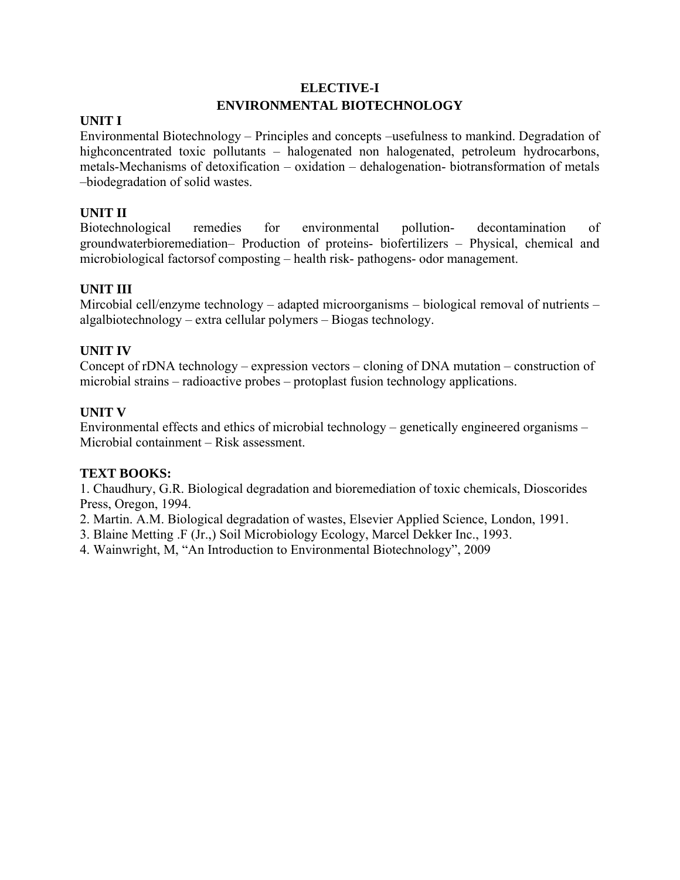# ELECTIVE-I

## ENVIRONMENTAL BIOTECHNOLOGY

**UNIT I**

Environmental Biotechnology – Principles and concepts –usefulness to mankind. Degradation of highconcentrated toxic pollutants – halogenated non halogenated, petroleum hydrocarbons, metals-Mechanisms of detoxification – oxidation – dehalogenation- biotransformation of metals –biodegradation of solid wastes.

**UNIT II**

Biotechnological remedies for environmental pollution- decontamination of groundwaterbioremediation– Production of proteins- biofertilizers – Physical, chemical and microbiological factorsof composting – health risk- pathogens- odor management.

**UNIT III**

Mircobial cell/enzyme technology – adapted microorganisms – biological removal of nutrients – algalbiotechnology – extra cellular polymers – Biogas technology.

**UNIT IV**

Concept of rDNA technology – expression vectors – cloning of DNA mutation – construction of microbial strains – radioactive probes – protoplast fusion technology applications.

**UNIT V**

Environmental effects and ethics of microbial technology – genetically engineered organisms – Microbial containment – Risk assessment.

**TEXT BOOKS:**

1. Chaudhury, G.R. Biological degradation and bioremediation of toxic chemicals, Dioscorides Press, Oregon, 1994.
2. Martin. A.M. Biological degradation of wastes, Elsevier Applied Science, London, 1991.
3. Blaine Metting .F (Jr.,) Soil Microbiology Ecology, Marcel Dekker Inc., 1993.
4. Wainwright, M, "An Introduction to Environmental Biotechnology", 2009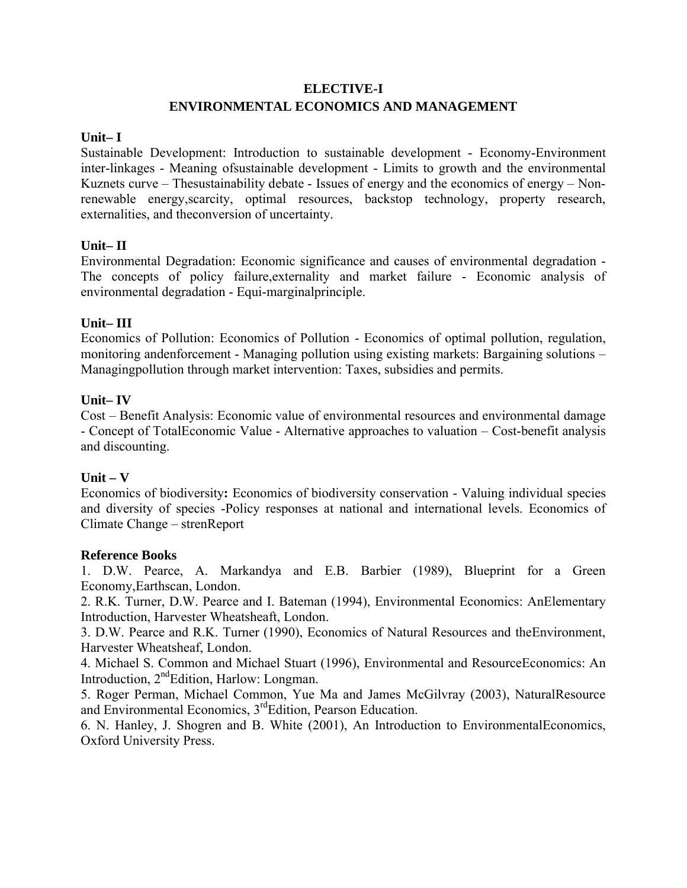## ELECTIVE-I
## ENVIRONMENTAL ECONOMICS AND MANAGEMENT

**Unit– I**

Sustainable Development: Introduction to sustainable development - Economy-Environment inter-linkages - Meaning ofsustainable development - Limits to growth and the environmental Kuznets curve – Thesustainability debate - Issues of energy and the economics of energy – Non-renewable energy,scarcity, optimal resources, backstop technology, property research, externalities, and theconversion of uncertainty.

**Unit– II**

Environmental Degradation: Economic significance and causes of environmental degradation - The concepts of policy failure,externality and market failure - Economic analysis of environmental degradation - Equi-marginalprinciple.

**Unit– III**

Economics of Pollution: Economics of Pollution - Economics of optimal pollution, regulation, monitoring andenforcement - Managing pollution using existing markets: Bargaining solutions – Managingpollution through market intervention: Taxes, subsidies and permits.

**Unit– IV**

Cost – Benefit Analysis: Economic value of environmental resources and environmental damage - Concept of TotalEconomic Value - Alternative approaches to valuation – Cost-benefit analysis and discounting.

**Unit – V**

Economics of biodiversity**:** Economics of biodiversity conservation - Valuing individual species and diversity of species -Policy responses at national and international levels. Economics of Climate Change – strenReport

**Reference Books**

1. D.W. Pearce, A. Markandya and E.B. Barbier (1989), Blueprint for a Green Economy,Earthscan, London.
2. R.K. Turner, D.W. Pearce and I. Bateman (1994), Environmental Economics: AnElementary Introduction, Harvester Wheatsheaft, London.
3. D.W. Pearce and R.K. Turner (1990), Economics of Natural Resources and theEnvironment, Harvester Wheatsheaf, London.
4. Michael S. Common and Michael Stuart (1996), Environmental and ResourceEconomics: An Introduction, 2ndEdition, Harlow: Longman.
5. Roger Perman, Michael Common, Yue Ma and James McGilvray (2003), NaturalResource and Environmental Economics, 3rdEdition, Pearson Education.
6. N. Hanley, J. Shogren and B. White (2001), An Introduction to EnvironmentalEconomics, Oxford University Press.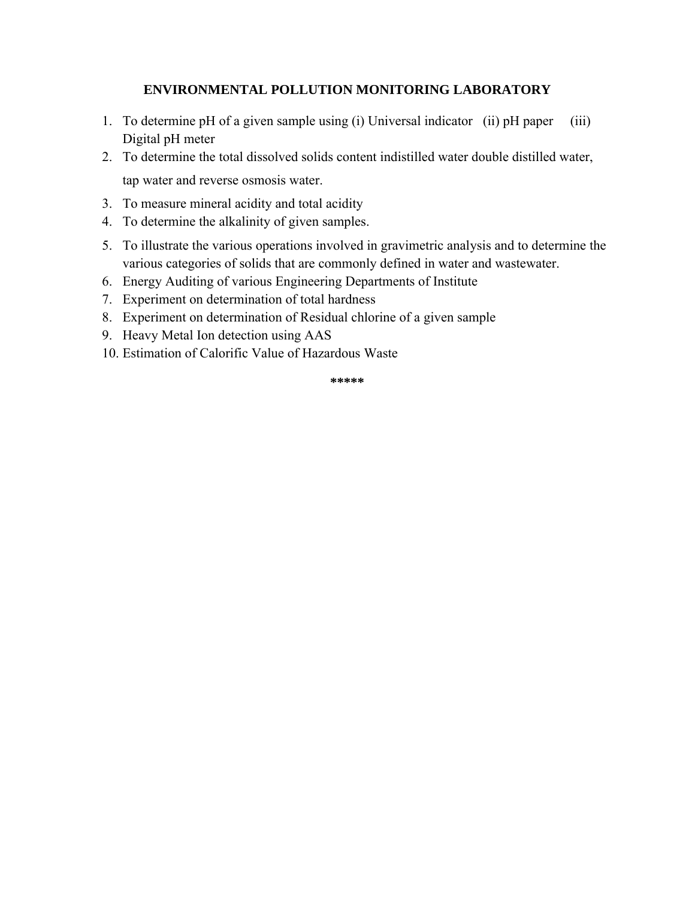# ENVIRONMENTAL POLLUTION MONITORING LABORATORY

1. To determine pH of a given sample using (i) Universal indicator (ii) pH paper (iii) Digital pH meter
2. To determine the total dissolved solids content indistilled water double distilled water, tap water and reverse osmosis water.
3. To measure mineral acidity and total acidity
4. To determine the alkalinity of given samples.
5. To illustrate the various operations involved in gravimetric analysis and to determine the various categories of solids that are commonly defined in water and wastewater.
6. Energy Auditing of various Engineering Departments of Institute
7. Experiment on determination of total hardness
8. Experiment on determination of Residual chlorine of a given sample
9. Heavy Metal Ion detection using AAS
10. Estimation of Calorific Value of Hazardous Waste

**\*\*\*\*\***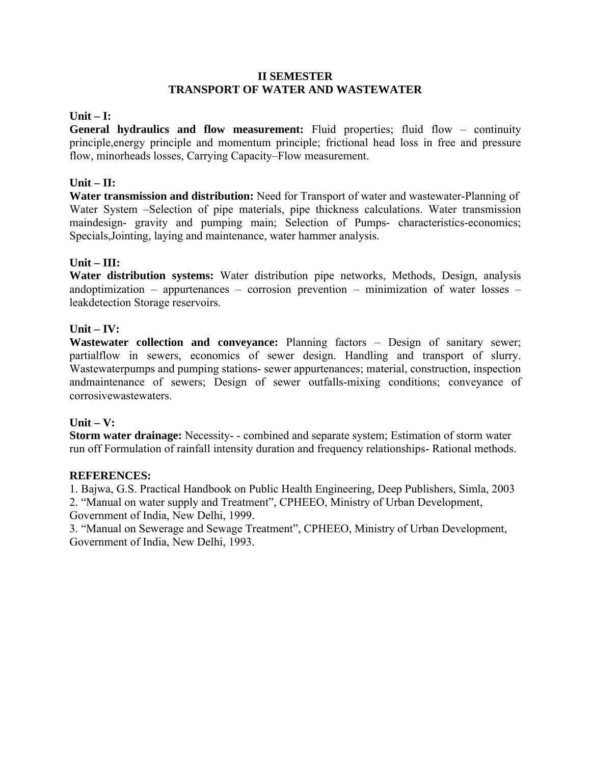## II SEMESTER
## TRANSPORT OF WATER AND WASTEWATER

**Unit – I:**

**General hydraulics and flow measurement:** Fluid properties; fluid flow – continuity principle,energy principle and momentum principle; frictional head loss in free and pressure flow, minorheads losses, Carrying Capacity–Flow measurement.

**Unit – II:**

**Water transmission and distribution:** Need for Transport of water and wastewater-Planning of Water System –Selection of pipe materials, pipe thickness calculations. Water transmission maindesign- gravity and pumping main; Selection of Pumps- characteristics-economics; Specials,Jointing, laying and maintenance, water hammer analysis.

**Unit – III:**

**Water distribution systems:** Water distribution pipe networks, Methods, Design, analysis andoptimization – appurtenances – corrosion prevention – minimization of water losses – leakdetection Storage reservoirs.

**Unit – IV:**

**Wastewater collection and conveyance:** Planning factors – Design of sanitary sewer; partialflow in sewers, economics of sewer design. Handling and transport of slurry. Wastewaterpumps and pumping stations- sewer appurtenances; material, construction, inspection andmaintenance of sewers; Design of sewer outfalls-mixing conditions; conveyance of corrosivewastewaters.

**Unit – V:**

**Storm water drainage:** Necessity- - combined and separate system; Estimation of storm water run off Formulation of rainfall intensity duration and frequency relationships- Rational methods.

**REFERENCES:**

1. Bajwa, G.S. Practical Handbook on Public Health Engineering, Deep Publishers, Simla, 2003
2. "Manual on water supply and Treatment", CPHEEO, Ministry of Urban Development, Government of India, New Delhi, 1999.
3. "Manual on Sewerage and Sewage Treatment", CPHEEO, Ministry of Urban Development, Government of India, New Delhi, 1993.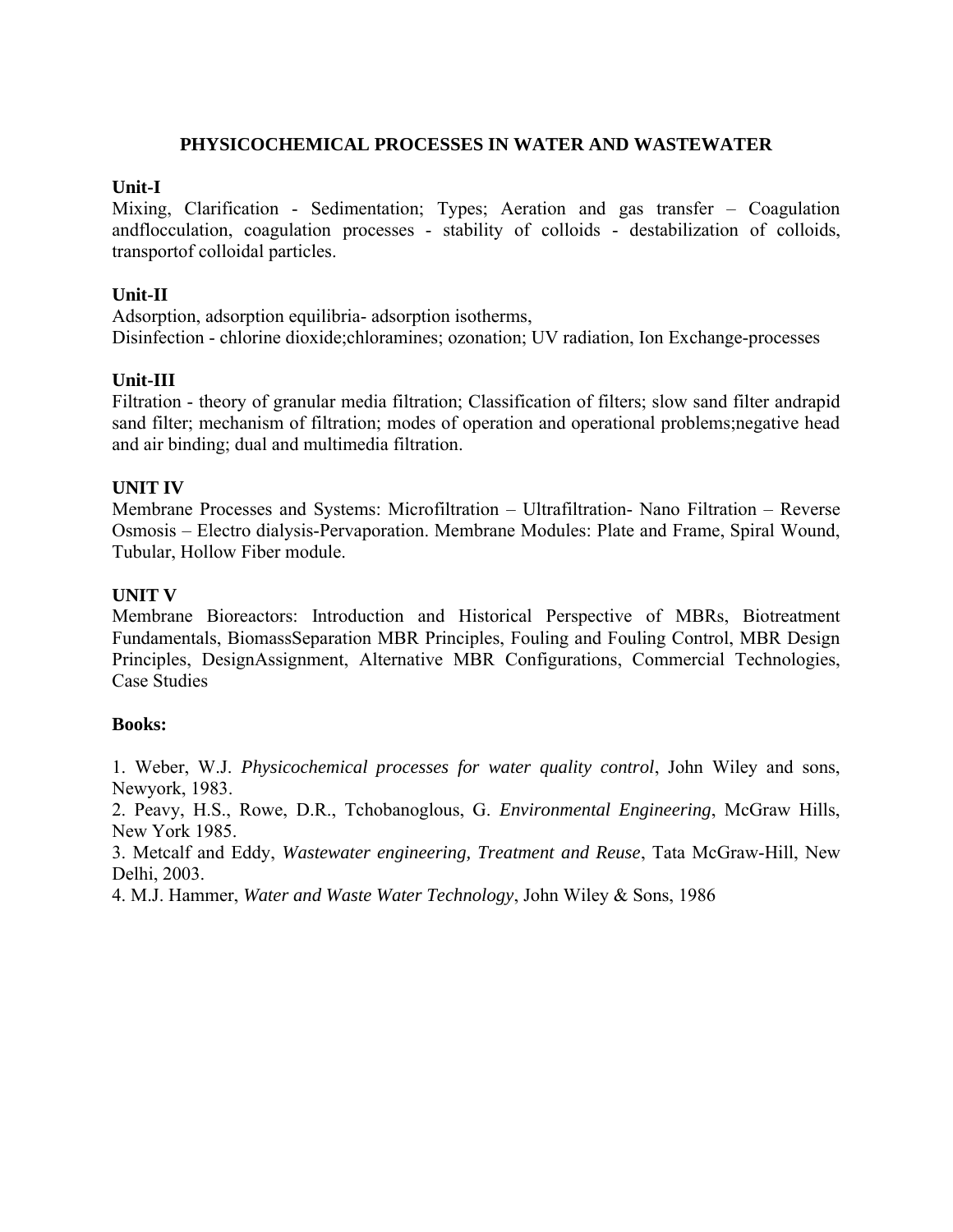# PHYSICOCHEMICAL PROCESSES IN WATER AND WASTEWATER

**Unit-I**

Mixing, Clarification - Sedimentation; Types; Aeration and gas transfer – Coagulation andflocculation, coagulation processes - stability of colloids - destabilization of colloids, transportof colloidal particles.

**Unit-II**

Adsorption, adsorption equilibria- adsorption isotherms,
Disinfection - chlorine dioxide;chloramines; ozonation; UV radiation, Ion Exchange-processes

**Unit-III**

Filtration - theory of granular media filtration; Classification of filters; slow sand filter andrapid sand filter; mechanism of filtration; modes of operation and operational problems;negative head and air binding; dual and multimedia filtration.

**UNIT IV**

Membrane Processes and Systems: Microfiltration – Ultrafiltration- Nano Filtration – Reverse Osmosis – Electro dialysis-Pervaporation. Membrane Modules: Plate and Frame, Spiral Wound, Tubular, Hollow Fiber module.

**UNIT V**

Membrane Bioreactors: Introduction and Historical Perspective of MBRs, Biotreatment Fundamentals, BiomassSeparation MBR Principles, Fouling and Fouling Control, MBR Design Principles, DesignAssignment, Alternative MBR Configurations, Commercial Technologies, Case Studies

**Books:**

1. Weber, W.J. *Physicochemical processes for water quality control*, John Wiley and sons, Newyork, 1983.
2. Peavy, H.S., Rowe, D.R., Tchobanoglous, G. *Environmental Engineering*, McGraw Hills, New York 1985.
3. Metcalf and Eddy, *Wastewater engineering, Treatment and Reuse*, Tata McGraw-Hill, New Delhi, 2003.
4. M.J. Hammer, *Water and Waste Water Technology*, John Wiley & Sons, 1986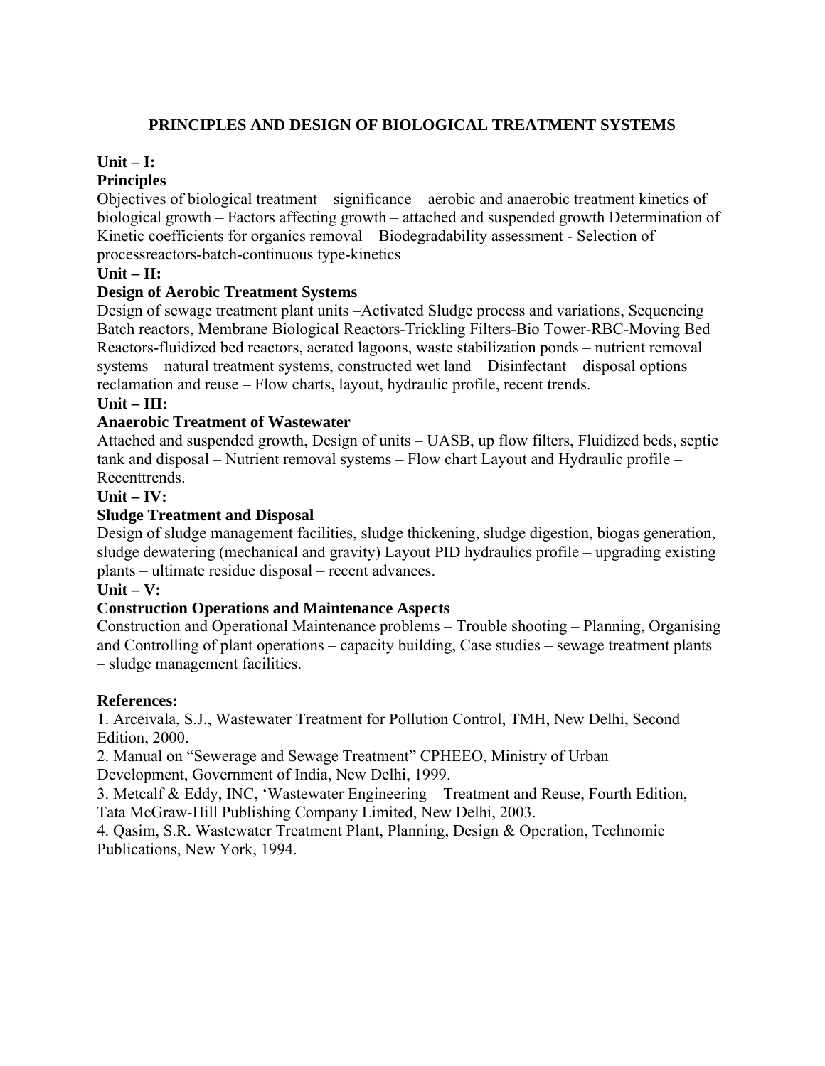# PRINCIPLES AND DESIGN OF BIOLOGICAL TREATMENT SYSTEMS

**Unit – I:**

**Principles**

Objectives of biological treatment – significance – aerobic and anaerobic treatment kinetics of biological growth – Factors affecting growth – attached and suspended growth Determination of Kinetic coefficients for organics removal – Biodegradability assessment - Selection of processreactors-batch-continuous type-kinetics

**Unit – II:**

**Design of Aerobic Treatment Systems**

Design of sewage treatment plant units –Activated Sludge process and variations, Sequencing Batch reactors, Membrane Biological Reactors-Trickling Filters-Bio Tower-RBC-Moving Bed Reactors-fluidized bed reactors, aerated lagoons, waste stabilization ponds – nutrient removal systems – natural treatment systems, constructed wet land – Disinfectant – disposal options – reclamation and reuse – Flow charts, layout, hydraulic profile, recent trends.

**Unit – III:**

**Anaerobic Treatment of Wastewater**

Attached and suspended growth, Design of units – UASB, up flow filters, Fluidized beds, septic tank and disposal – Nutrient removal systems – Flow chart Layout and Hydraulic profile – Recenttrends.

**Unit – IV:**

**Sludge Treatment and Disposal**

Design of sludge management facilities, sludge thickening, sludge digestion, biogas generation, sludge dewatering (mechanical and gravity) Layout PID hydraulics profile – upgrading existing plants – ultimate residue disposal – recent advances.

**Unit – V:**

**Construction Operations and Maintenance Aspects**

Construction and Operational Maintenance problems – Trouble shooting – Planning, Organising and Controlling of plant operations – capacity building, Case studies – sewage treatment plants – sludge management facilities.

**References:**

1. Arceivala, S.J., Wastewater Treatment for Pollution Control, TMH, New Delhi, Second Edition, 2000.
2. Manual on "Sewerage and Sewage Treatment" CPHEEO, Ministry of Urban Development, Government of India, New Delhi, 1999.
3. Metcalf & Eddy, INC, 'Wastewater Engineering – Treatment and Reuse, Fourth Edition, Tata McGraw-Hill Publishing Company Limited, New Delhi, 2003.
4. Qasim, S.R. Wastewater Treatment Plant, Planning, Design & Operation, Technomic Publications, New York, 1994.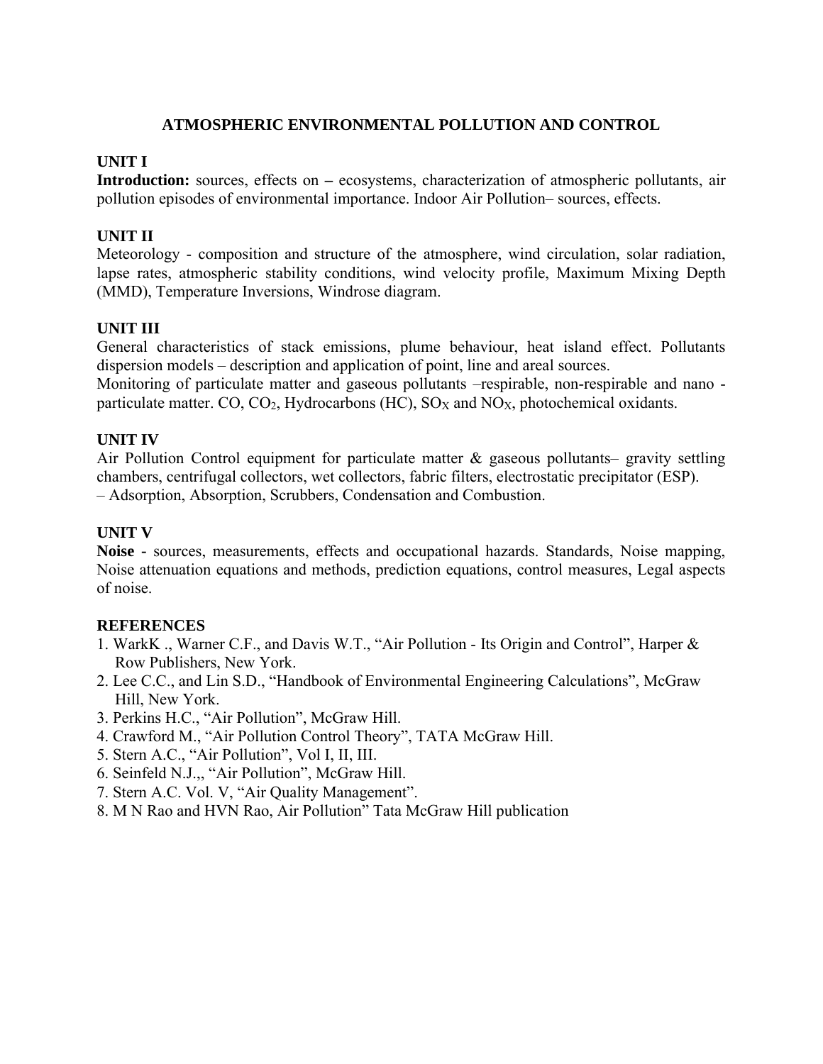# ATMOSPHERIC ENVIRONMENTAL POLLUTION AND CONTROL

## UNIT I

**Introduction:** sources, effects on **–** ecosystems, characterization of atmospheric pollutants, air pollution episodes of environmental importance. Indoor Air Pollution– sources, effects.

## UNIT II

Meteorology - composition and structure of the atmosphere, wind circulation, solar radiation, lapse rates, atmospheric stability conditions, wind velocity profile, Maximum Mixing Depth (MMD), Temperature Inversions, Windrose diagram.

## UNIT III

General characteristics of stack emissions, plume behaviour, heat island effect. Pollutants dispersion models – description and application of point, line and areal sources.

Monitoring of particulate matter and gaseous pollutants –respirable, non-respirable and nano - particulate matter. CO, $CO_2$, Hydrocarbons (HC), $SO_X$ and $NO_X$, photochemical oxidants.

## UNIT IV

Air Pollution Control equipment for particulate matter & gaseous pollutants– gravity settling chambers, centrifugal collectors, wet collectors, fabric filters, electrostatic precipitator (ESP).
– Adsorption, Absorption, Scrubbers, Condensation and Combustion.

## UNIT V

**Noise -** sources, measurements, effects and occupational hazards. Standards, Noise mapping, Noise attenuation equations and methods, prediction equations, control measures, Legal aspects of noise.

## REFERENCES

1. WarkK ., Warner C.F., and Davis W.T., "Air Pollution - Its Origin and Control", Harper & Row Publishers, New York.
2. Lee C.C., and Lin S.D., "Handbook of Environmental Engineering Calculations", McGraw Hill, New York.
3. Perkins H.C., "Air Pollution", McGraw Hill.
4. Crawford M., "Air Pollution Control Theory", TATA McGraw Hill.
5. Stern A.C., "Air Pollution", Vol I, II, III.
6. Seinfeld N.J.,, "Air Pollution", McGraw Hill.
7. Stern A.C. Vol. V, "Air Quality Management".
8. M N Rao and HVN Rao, Air Pollution" Tata McGraw Hill publication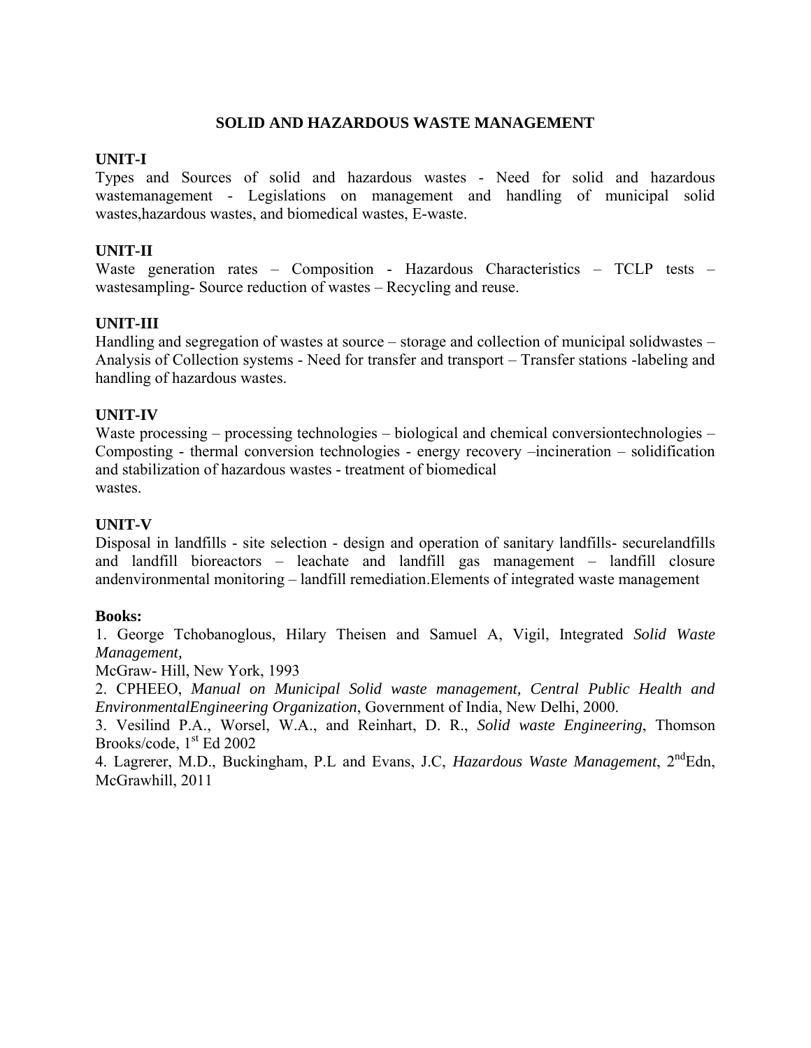# SOLID AND HAZARDOUS WASTE MANAGEMENT

## UNIT-I

Types and Sources of solid and hazardous wastes - Need for solid and hazardous wastemanagement - Legislations on management and handling of municipal solid wastes,hazardous wastes, and biomedical wastes, E-waste.

## UNIT-II

Waste generation rates – Composition - Hazardous Characteristics – TCLP tests – wastesampling- Source reduction of wastes – Recycling and reuse.

## UNIT-III

Handling and segregation of wastes at source – storage and collection of municipal solidwastes – Analysis of Collection systems - Need for transfer and transport – Transfer stations -labeling and handling of hazardous wastes.

## UNIT-IV

Waste processing – processing technologies – biological and chemical conversiontechnologies – Composting - thermal conversion technologies - energy recovery –incineration – solidification and stabilization of hazardous wastes - treatment of biomedical wastes.

## UNIT-V

Disposal in landfills - site selection - design and operation of sanitary landfills- securelandfills and landfill bioreactors – leachate and landfill gas management – landfill closure andenvironmental monitoring – landfill remediation.Elements of integrated waste management

**Books:**

1. George Tchobanoglous, Hilary Theisen and Samuel A, Vigil, Integrated *Solid Waste Management,* McGraw- Hill, New York, 1993
2. CPHEEO, *Manual on Municipal Solid waste management, Central Public Health and EnvironmentalEngineering Organization*, Government of India, New Delhi, 2000.
3. Vesilind P.A., Worsel, W.A., and Reinhart, D. R., *Solid waste Engineering*, Thomson Brooks/code, 1st Ed 2002
4. Lagrerer, M.D., Buckingham, P.L and Evans, J.C, *Hazardous Waste Management*, 2ndEdn, McGrawhill, 2011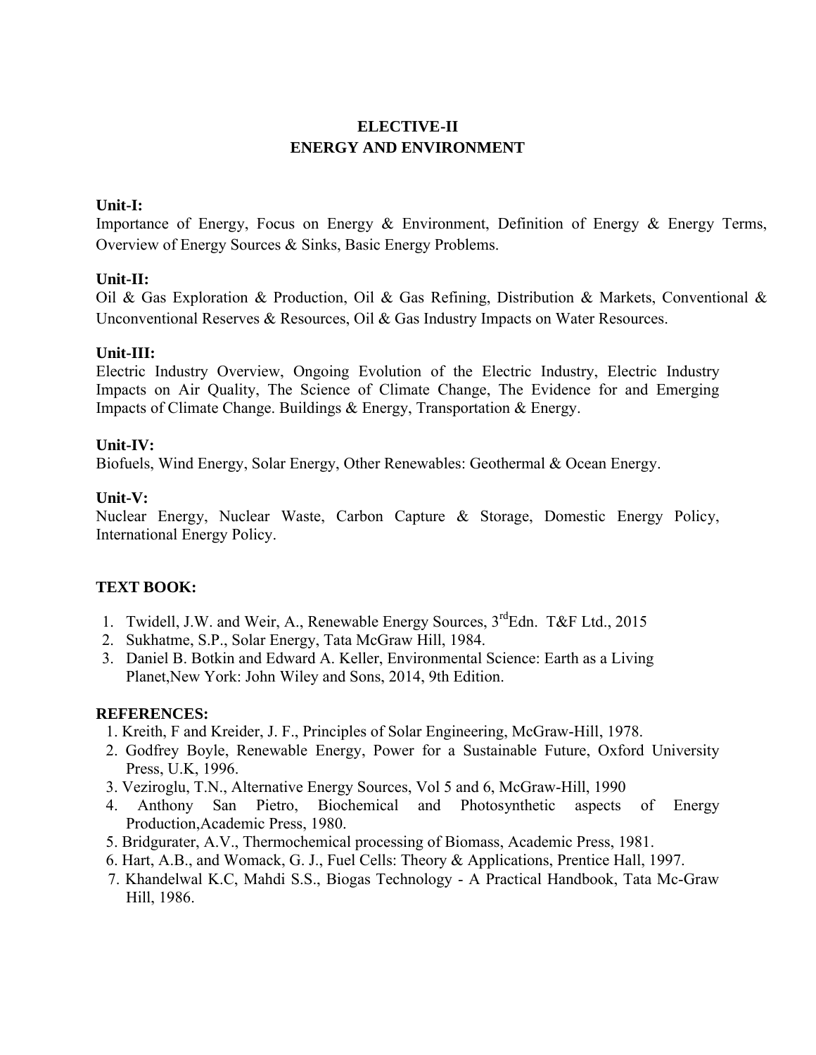# ELECTIVE-II
# ENERGY AND ENVIRONMENT

**Unit-I:**
Importance of Energy, Focus on Energy & Environment, Definition of Energy & Energy Terms, Overview of Energy Sources & Sinks, Basic Energy Problems.

**Unit-II:**
Oil & Gas Exploration & Production, Oil & Gas Refining, Distribution & Markets, Conventional & Unconventional Reserves & Resources, Oil & Gas Industry Impacts on Water Resources.

**Unit-III:**
Electric Industry Overview, Ongoing Evolution of the Electric Industry, Electric Industry Impacts on Air Quality, The Science of Climate Change, The Evidence for and Emerging Impacts of Climate Change. Buildings & Energy, Transportation & Energy.

**Unit-IV:**
Biofuels, Wind Energy, Solar Energy, Other Renewables: Geothermal & Ocean Energy.

**Unit-V:**
Nuclear Energy, Nuclear Waste, Carbon Capture & Storage, Domestic Energy Policy, International Energy Policy.

**TEXT BOOK:**

1. Twidell, J.W. and Weir, A., Renewable Energy Sources, 3rdEdn. T&F Ltd., 2015
2. Sukhatme, S.P., Solar Energy, Tata McGraw Hill, 1984.
3. Daniel B. Botkin and Edward A. Keller, Environmental Science: Earth as a Living Planet,New York: John Wiley and Sons, 2014, 9th Edition.

**REFERENCES:**

1. Kreith, F and Kreider, J. F., Principles of Solar Engineering, McGraw-Hill, 1978.
2. Godfrey Boyle, Renewable Energy, Power for a Sustainable Future, Oxford University Press, U.K, 1996.
3. Veziroglu, T.N., Alternative Energy Sources, Vol 5 and 6, McGraw-Hill, 1990
4. Anthony San Pietro, Biochemical and Photosynthetic aspects of Energy Production,Academic Press, 1980.
5. Bridgurater, A.V., Thermochemical processing of Biomass, Academic Press, 1981.
6. Hart, A.B., and Womack, G. J., Fuel Cells: Theory & Applications, Prentice Hall, 1997.
7. Khandelwal K.C, Mahdi S.S., Biogas Technology - A Practical Handbook, Tata Mc-Graw Hill, 1986.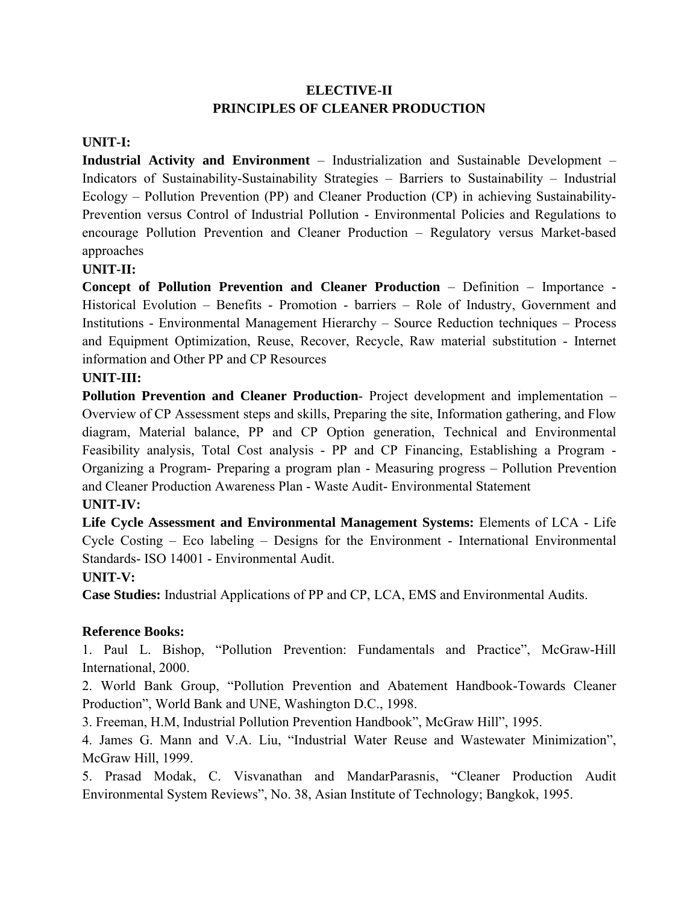# ELECTIVE-II
# PRINCIPLES OF CLEANER PRODUCTION

**UNIT-I:**

**Industrial Activity and Environment** – Industrialization and Sustainable Development – Indicators of Sustainability-Sustainability Strategies – Barriers to Sustainability – Industrial Ecology – Pollution Prevention (PP) and Cleaner Production (CP) in achieving Sustainability-Prevention versus Control of Industrial Pollution - Environmental Policies and Regulations to encourage Pollution Prevention and Cleaner Production – Regulatory versus Market-based approaches

**UNIT-II:**

**Concept of Pollution Prevention and Cleaner Production** – Definition – Importance - Historical Evolution – Benefits - Promotion - barriers – Role of Industry, Government and Institutions - Environmental Management Hierarchy – Source Reduction techniques – Process and Equipment Optimization, Reuse, Recover, Recycle, Raw material substitution - Internet information and Other PP and CP Resources

**UNIT-III:**

**Pollution Prevention and Cleaner Production**- Project development and implementation – Overview of CP Assessment steps and skills, Preparing the site, Information gathering, and Flow diagram, Material balance, PP and CP Option generation, Technical and Environmental Feasibility analysis, Total Cost analysis - PP and CP Financing, Establishing a Program - Organizing a Program- Preparing a program plan - Measuring progress – Pollution Prevention and Cleaner Production Awareness Plan - Waste Audit- Environmental Statement

**UNIT-IV:**

**Life Cycle Assessment and Environmental Management Systems:** Elements of LCA - Life Cycle Costing – Eco labeling – Designs for the Environment - International Environmental Standards- ISO 14001 - Environmental Audit.

**UNIT-V:**

**Case Studies:** Industrial Applications of PP and CP, LCA, EMS and Environmental Audits.

**Reference Books:**

1. Paul L. Bishop, “Pollution Prevention: Fundamentals and Practice”, McGraw-Hill International, 2000.
2. World Bank Group, “Pollution Prevention and Abatement Handbook-Towards Cleaner Production”, World Bank and UNE, Washington D.C., 1998.
3. Freeman, H.M, Industrial Pollution Prevention Handbook”, McGraw Hill”, 1995.
4. James G. Mann and V.A. Liu, “Industrial Water Reuse and Wastewater Minimization”, McGraw Hill, 1999.
5. Prasad Modak, C. Visvanathan and MandarParasnis, “Cleaner Production Audit Environmental System Reviews”, No. 38, Asian Institute of Technology; Bangkok, 1995.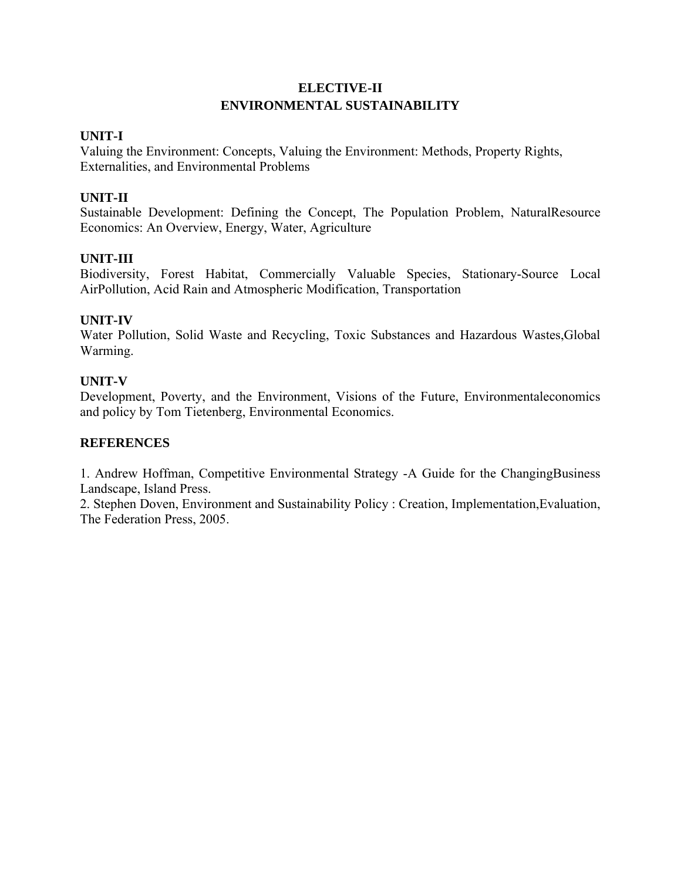# ELECTIVE-II
# ENVIRONMENTAL SUSTAINABILITY

**UNIT-I**

Valuing the Environment: Concepts, Valuing the Environment: Methods, Property Rights, Externalities, and Environmental Problems

**UNIT-II**

Sustainable Development: Defining the Concept, The Population Problem, NaturalResource Economics: An Overview, Energy, Water, Agriculture

**UNIT-III**

Biodiversity, Forest Habitat, Commercially Valuable Species, Stationary-Source Local AirPollution, Acid Rain and Atmospheric Modification, Transportation

**UNIT-IV**

Water Pollution, Solid Waste and Recycling, Toxic Substances and Hazardous Wastes,Global Warming.

**UNIT-V**

Development, Poverty, and the Environment, Visions of the Future, Environmentaleconomics and policy by Tom Tietenberg, Environmental Economics.

**REFERENCES**

1. Andrew Hoffman, Competitive Environmental Strategy -A Guide for the ChangingBusiness Landscape, Island Press.
2. Stephen Doven, Environment and Sustainability Policy : Creation, Implementation,Evaluation, The Federation Press, 2005.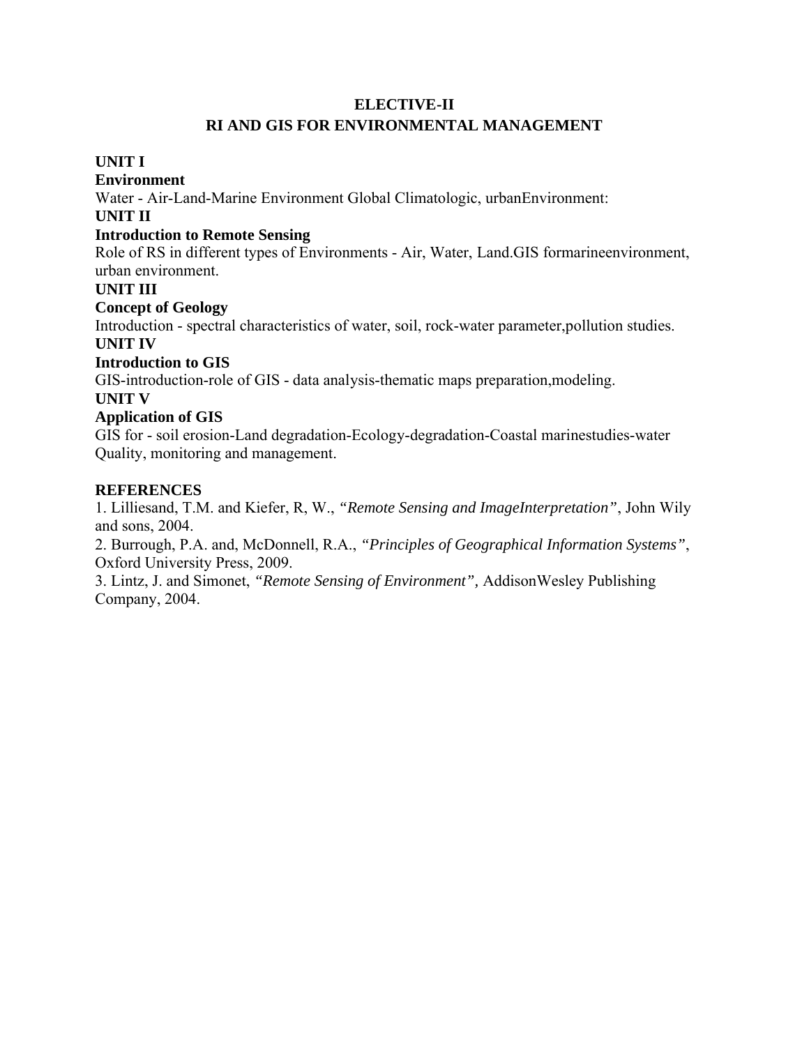# ELECTIVE-II

# RI AND GIS FOR ENVIRONMENTAL MANAGEMENT

**UNIT I**

**Environment**

Water - Air-Land-Marine Environment Global Climatologic, urbanEnvironment:

**UNIT II**

**Introduction to Remote Sensing**

Role of RS in different types of Environments - Air, Water, Land.GIS formarineenvironment, urban environment.

**UNIT III**

**Concept of Geology**

Introduction - spectral characteristics of water, soil, rock-water parameter,pollution studies.

**UNIT IV**

**Introduction to GIS**

GIS-introduction-role of GIS - data analysis-thematic maps preparation,modeling.

**UNIT V**

**Application of GIS**

GIS for - soil erosion-Land degradation-Ecology-degradation-Coastal marinestudies-water Quality, monitoring and management.

**REFERENCES**

1. Lilliesand, T.M. and Kiefer, R, W., *"Remote Sensing and ImageInterpretation"*, John Wily and sons, 2004.
2. Burrough, P.A. and, McDonnell, R.A., *"Principles of Geographical Information Systems"*, Oxford University Press, 2009.
3. Lintz, J. and Simonet, *"Remote Sensing of Environment"*, AddisonWesley Publishing Company, 2004.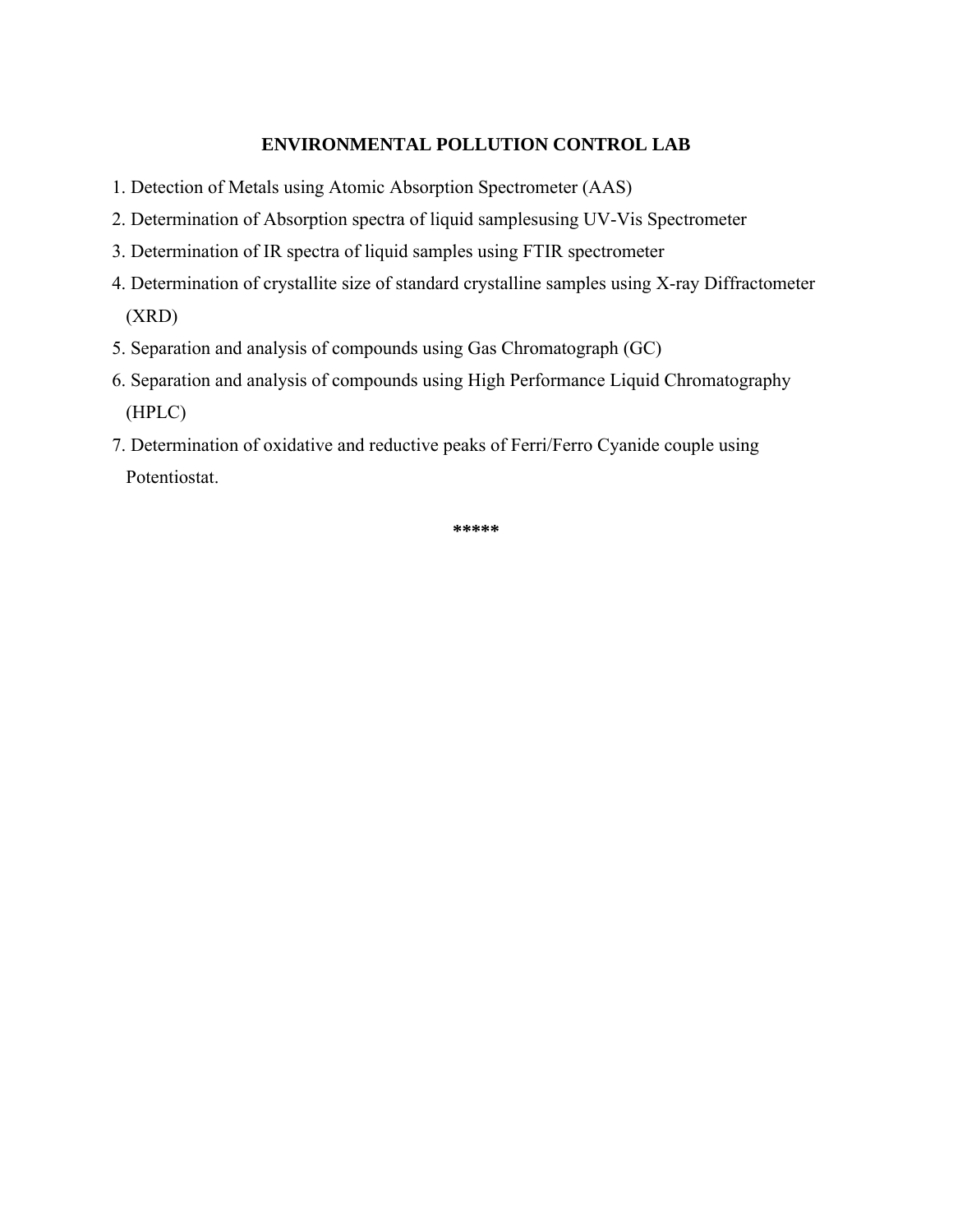## ENVIRONMENTAL POLLUTION CONTROL LAB

1. Detection of Metals using Atomic Absorption Spectrometer (AAS)
2. Determination of Absorption spectra of liquid samplesusing UV-Vis Spectrometer
3. Determination of IR spectra of liquid samples using FTIR spectrometer
4. Determination of crystallite size of standard crystalline samples using X-ray Diffractometer (XRD)
5. Separation and analysis of compounds using Gas Chromatograph (GC)
6. Separation and analysis of compounds using High Performance Liquid Chromatography (HPLC)
7. Determination of oxidative and reductive peaks of Ferri/Ferro Cyanide couple using Potentiostat.

**\*\*\*\*\***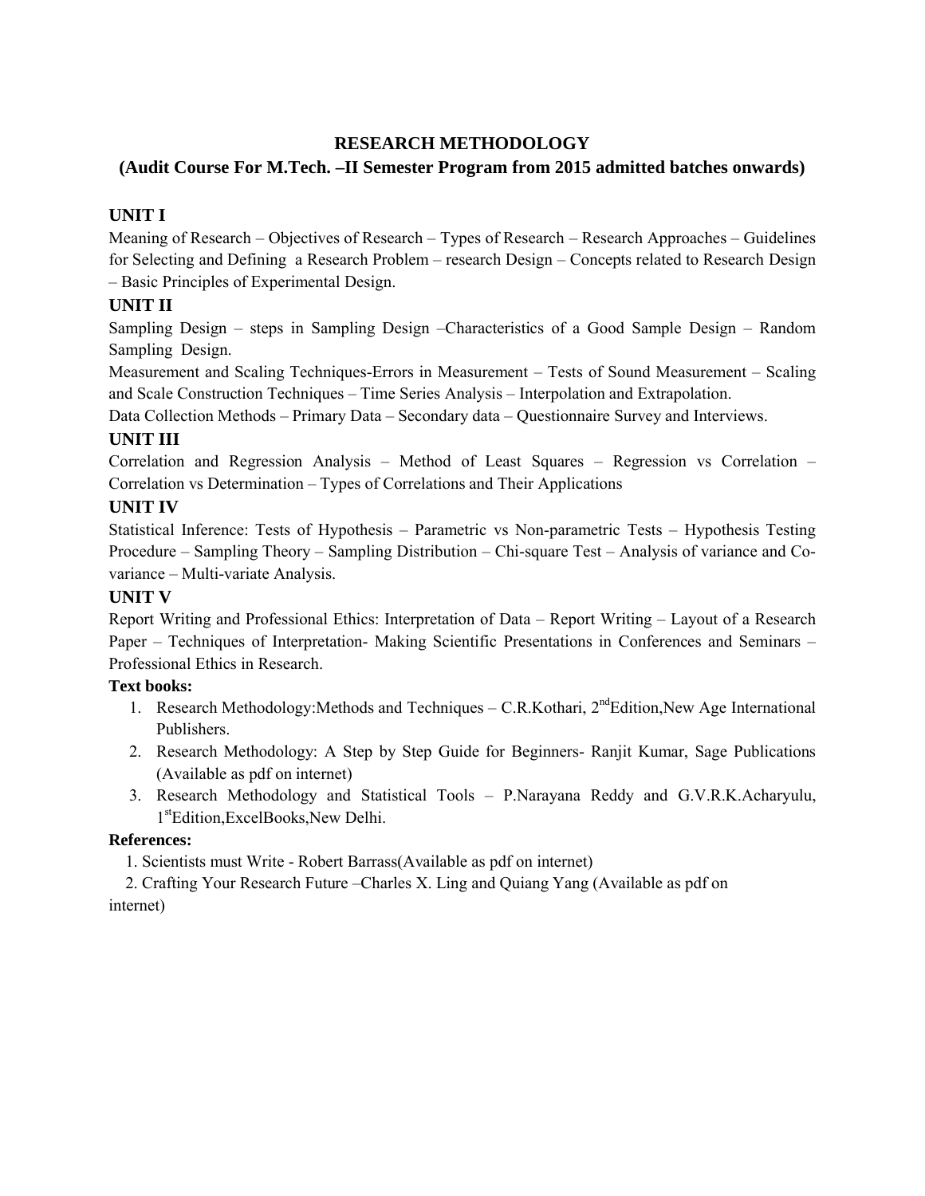# RESEARCH METHODOLOGY

## (Audit Course For M.Tech. –II Semester Program from 2015 admitted batches onwards)

### UNIT I

Meaning of Research – Objectives of Research – Types of Research – Research Approaches – Guidelines for Selecting and Defining a Research Problem – research Design – Concepts related to Research Design – Basic Principles of Experimental Design.

### UNIT II

Sampling Design – steps in Sampling Design –Characteristics of a Good Sample Design – Random Sampling Design.

Measurement and Scaling Techniques-Errors in Measurement – Tests of Sound Measurement – Scaling and Scale Construction Techniques – Time Series Analysis – Interpolation and Extrapolation.

Data Collection Methods – Primary Data – Secondary data – Questionnaire Survey and Interviews.

### UNIT III

Correlation and Regression Analysis – Method of Least Squares – Regression vs Correlation – Correlation vs Determination – Types of Correlations and Their Applications

### UNIT IV

Statistical Inference: Tests of Hypothesis – Parametric vs Non-parametric Tests – Hypothesis Testing Procedure – Sampling Theory – Sampling Distribution – Chi-square Test – Analysis of variance and Co-variance – Multi-variate Analysis.

### UNIT V

Report Writing and Professional Ethics: Interpretation of Data – Report Writing – Layout of a Research Paper – Techniques of Interpretation- Making Scientific Presentations in Conferences and Seminars – Professional Ethics in Research.

**Text books:**

1. Research Methodology:Methods and Techniques – C.R.Kothari, 2nd Edition,New Age International Publishers.
2. Research Methodology: A Step by Step Guide for Beginners- Ranjit Kumar, Sage Publications (Available as pdf on internet)
3. Research Methodology and Statistical Tools – P.Narayana Reddy and G.V.R.K.Acharyulu, 1st Edition,ExcelBooks,New Delhi.

**References:**

1. Scientists must Write - Robert Barrass(Available as pdf on internet)
2. Crafting Your Research Future –Charles X. Ling and Quiang Yang (Available as pdf on internet)